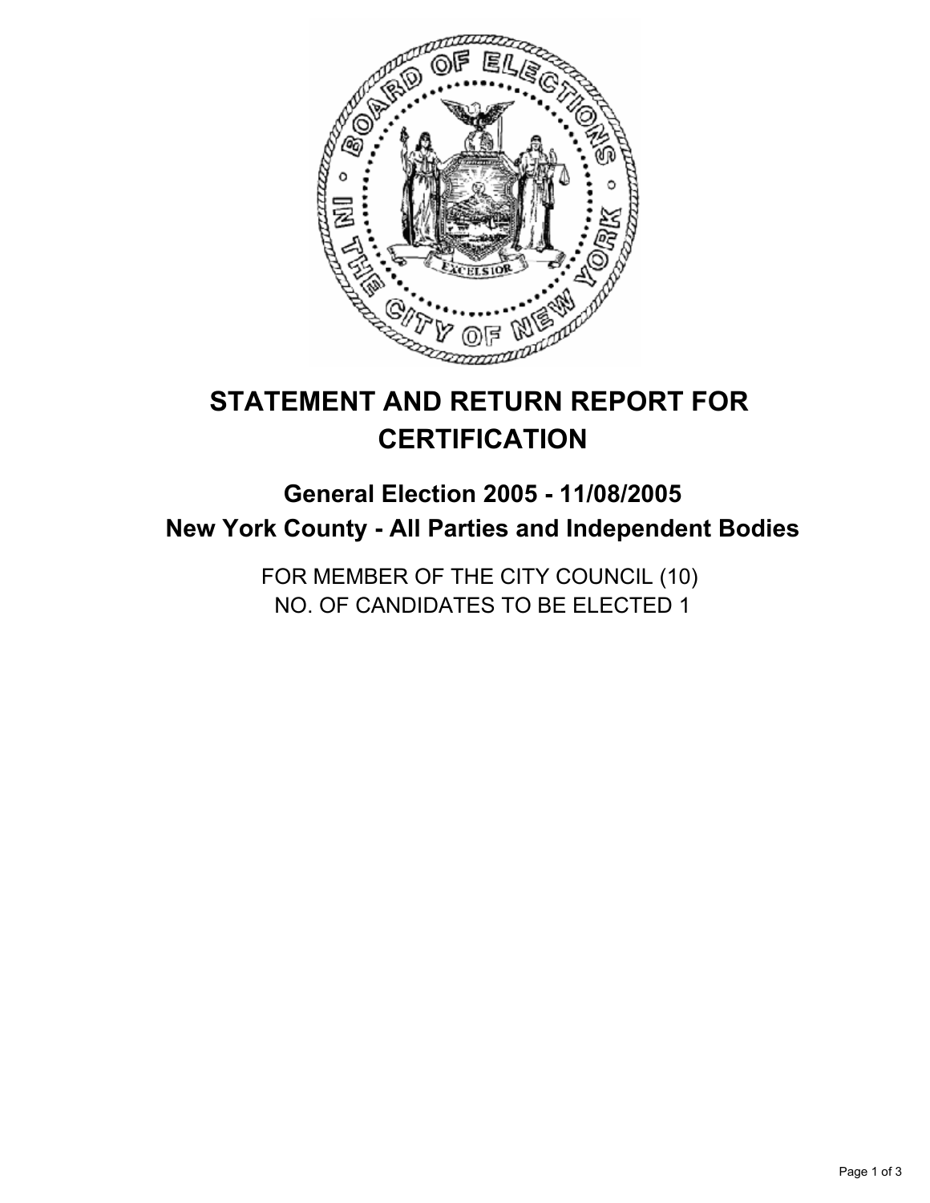# STATEMENT AND RETURN REPORT FOR CERTIFICATION

## General Election 2005 - 11/08/2005
## New York County - All Parties and Independent Bodies

FOR MEMBER OF THE CITY COUNCIL (10)
NO. OF CANDIDATES TO BE ELECTED 1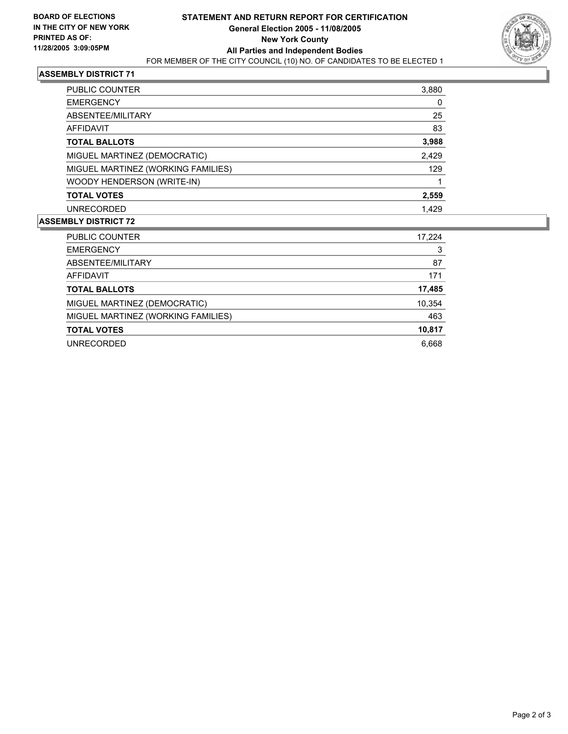**BOARD OF ELECTIONS IN THE CITY OF NEW YORK**
**PRINTED AS OF: 11/28/2005 3:09:05PM**

# STATEMENT AND RETURN REPORT FOR CERTIFICATION

**General Election 2005 - 11/08/2005**
**New York County**
**All Parties and Independent Bodies**

FOR MEMBER OF THE CITY COUNCIL (10) NO. OF CANDIDATES TO BE ELECTED 1

## ASSEMBLY DISTRICT 71

| | |
|---|---:|
| PUBLIC COUNTER | 3,880 |
| EMERGENCY | 0 |
| ABSENTEE/MILITARY | 25 |
| AFFIDAVIT | 83 |
| **TOTAL BALLOTS** | **3,988** |
| MIGUEL MARTINEZ (DEMOCRATIC) | 2,429 |
| MIGUEL MARTINEZ (WORKING FAMILIES) | 129 |
| WOODY HENDERSON (WRITE-IN) | 1 |
| **TOTAL VOTES** | **2,559** |
| UNRECORDED | 1,429 |

## ASSEMBLY DISTRICT 72

| | |
|---|---:|
| PUBLIC COUNTER | 17,224 |
| EMERGENCY | 3 |
| ABSENTEE/MILITARY | 87 |
| AFFIDAVIT | 171 |
| **TOTAL BALLOTS** | **17,485** |
| MIGUEL MARTINEZ (DEMOCRATIC) | 10,354 |
| MIGUEL MARTINEZ (WORKING FAMILIES) | 463 |
| **TOTAL VOTES** | **10,817** |
| UNRECORDED | 6,668 |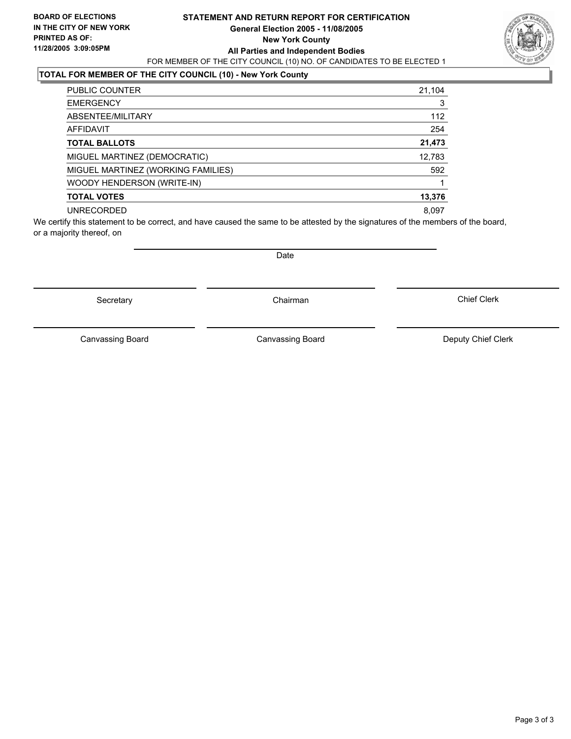**BOARD OF ELECTIONS IN THE CITY OF NEW YORK PRINTED AS OF: 11/28/2005 3:09:05PM**

# STATEMENT AND RETURN REPORT FOR CERTIFICATION
## General Election 2005 - 11/08/2005
## New York County
## All Parties and Independent Bodies

FOR MEMBER OF THE CITY COUNCIL (10) NO. OF CANDIDATES TO BE ELECTED 1

### TOTAL FOR MEMBER OF THE CITY COUNCIL (10) - New York County

| | |
|---|---|
| PUBLIC COUNTER | 21,104 |
| EMERGENCY | 3 |
| ABSENTEE/MILITARY | 112 |
| AFFIDAVIT | 254 |
| **TOTAL BALLOTS** | **21,473** |
| MIGUEL MARTINEZ (DEMOCRATIC) | 12,783 |
| MIGUEL MARTINEZ (WORKING FAMILIES) | 592 |
| WOODY HENDERSON (WRITE-IN) | 1 |
| **TOTAL VOTES** | **13,376** |
| UNRECORDED | 8,097 |

We certify this statement to be correct, and have caused the same to be attested by the signatures of the members of the board, or a majority thereof, on

Date

Secretary

Chairman

Chief Clerk

Canvassing Board

Canvassing Board

Deputy Chief Clerk